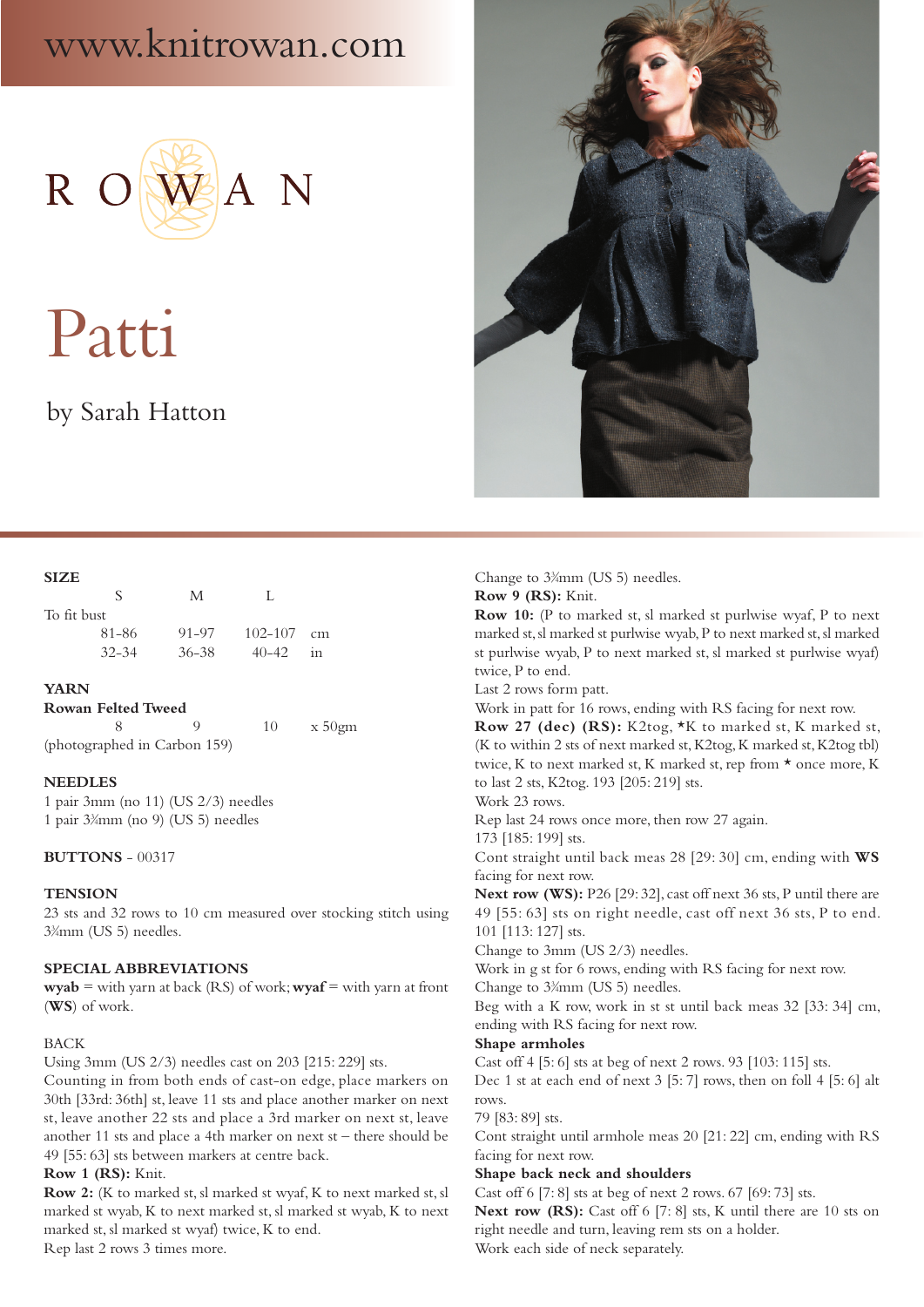www.knitrowan.com

ROWAN

# Patti

by Sarah Hatton

## SIZE

| | S | M | L | |
|---|---|---|---|---|
| To fit bust | | | | |
| | 81-86 | 91-97 | 102-107 | cm |
| | 32-34 | 36-38 | 40-42 | in |

## YARN

**Rowan Felted Tweed**

| 8 | 9 | 10 | x 50gm |
|---|---|---|---|

(photographed in Carbon 159)

## NEEDLES

1 pair 3mm (no 11) (US 2/3) needles
1 pair 3¾mm (no 9) (US 5) needles

**BUTTONS** - 00317

## TENSION

23 sts and 32 rows to 10 cm measured over stocking stitch using 3¾mm (US 5) needles.

## SPECIAL ABBREVIATIONS

**wyab** = with yarn at back (RS) of work; **wyaf** = with yarn at front (**WS**) of work.

## BACK

Using 3mm (US 2/3) needles cast on 203 [215: 229] sts.

Counting in from both ends of cast-on edge, place markers on 30th [33rd: 36th] st, leave 11 sts and place another marker on next st, leave another 22 sts and place a 3rd marker on next st, leave another 11 sts and place a 4th marker on next st – there should be 49 [55: 63] sts between markers at centre back.

**Row 1 (RS):** Knit.

**Row 2:** (K to marked st, sl marked st wyaf, K to next marked st, sl marked st wyab, K to next marked st, sl marked st wyab, K to next marked st, sl marked st wyaf) twice, K to end.

Rep last 2 rows 3 times more.

Change to 3¾mm (US 5) needles.

**Row 9 (RS):** Knit.

**Row 10:** (P to marked st, sl marked st purlwise wyaf, P to next marked st, sl marked st purlwise wyab, P to next marked st, sl marked st purlwise wyab, P to next marked st, sl marked st purlwise wyaf) twice, P to end.

Last 2 rows form patt.

Work in patt for 16 rows, ending with RS facing for next row.

**Row 27 (dec) (RS):** K2tog, *K to marked st, K marked st, (K to within 2 sts of next marked st, K2tog, K marked st, K2tog tbl) twice, K to next marked st, K marked st, rep from * once more, K to last 2 sts, K2tog. 193 [205: 219] sts.

Work 23 rows.

Rep last 24 rows once more, then row 27 again.

173 [185: 199] sts.

Cont straight until back meas 28 [29: 30] cm, ending with **WS** facing for next row.

**Next row (WS):** P26 [29: 32], cast off next 36 sts, P until there are 49 [55: 63] sts on right needle, cast off next 36 sts, P to end. 101 [113: 127] sts.

Change to 3mm (US 2/3) needles.

Work in g st for 6 rows, ending with RS facing for next row.

Change to 3¾mm (US 5) needles.

Beg with a K row, work in st st until back meas 32 [33: 34] cm, ending with RS facing for next row.

**Shape armholes**

Cast off 4 [5: 6] sts at beg of next 2 rows. 93 [103: 115] sts.

Dec 1 st at each end of next 3 [5: 7] rows, then on foll 4 [5: 6] alt rows.

79 [83: 89] sts.

Cont straight until armhole meas 20 [21: 22] cm, ending with RS facing for next row.

**Shape back neck and shoulders**

Cast off 6 [7: 8] sts at beg of next 2 rows. 67 [69: 73] sts.

**Next row (RS):** Cast off 6 [7: 8] sts, K until there are 10 sts on right needle and turn, leaving rem sts on a holder.

Work each side of neck separately.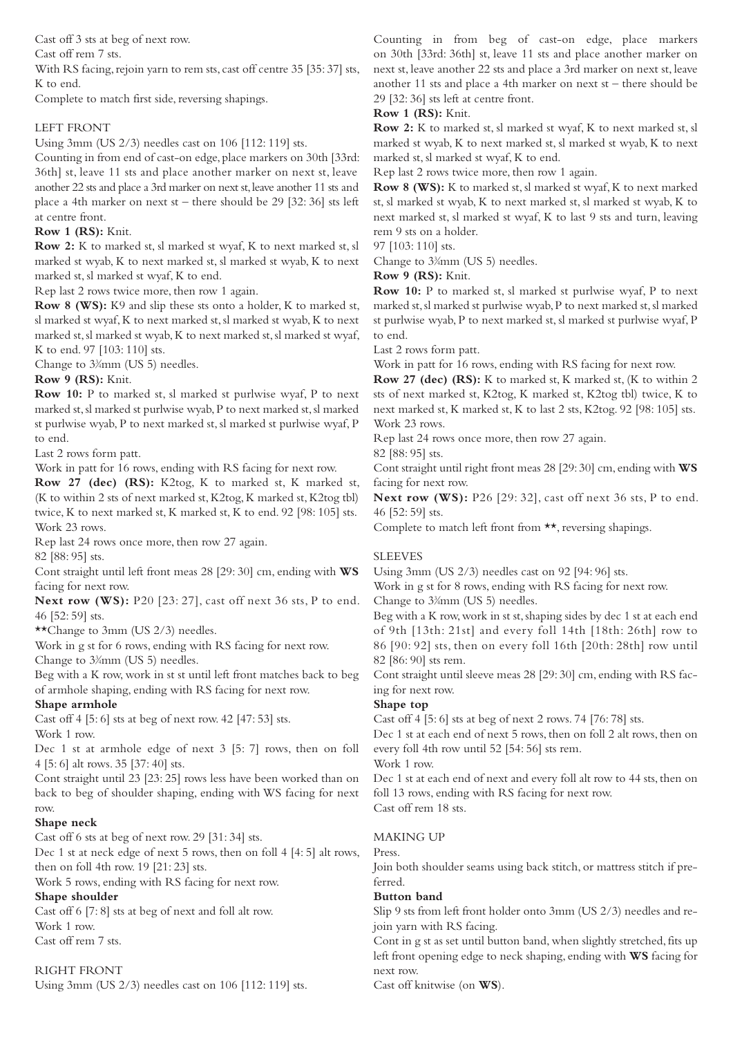Cast off 3 sts at beg of next row.

Cast off rem 7 sts.

With RS facing, rejoin yarn to rem sts, cast off centre 35 [35: 37] sts, K to end.

Complete to match first side, reversing shapings.

## LEFT FRONT

Using 3mm (US 2/3) needles cast on 106 [112: 119] sts.

Counting in from end of cast-on edge, place markers on 30th [33rd: 36th] st, leave 11 sts and place another marker on next st, leave another 22 sts and place a 3rd marker on next st, leave another 11 sts and place a 4th marker on next st – there should be 29 [32: 36] sts left at centre front.

**Row 1 (RS):** Knit.

**Row 2:** K to marked st, sl marked st wyaf, K to next marked st, sl marked st wyab, K to next marked st, sl marked st wyab, K to next marked st, sl marked st wyaf, K to end.

Rep last 2 rows twice more, then row 1 again.

**Row 8 (WS):** K9 and slip these sts onto a holder, K to marked st, sl marked st wyaf, K to next marked st, sl marked st wyab, K to next marked st, sl marked st wyab, K to next marked st, sl marked st wyaf, K to end. 97 [103: 110] sts.

Change to 3¾mm (US 5) needles.

**Row 9 (RS):** Knit.

**Row 10:** P to marked st, sl marked st purlwise wyaf, P to next marked st, sl marked st purlwise wyab, P to next marked st, sl marked st purlwise wyab, P to next marked st, sl marked st purlwise wyaf, P to end.

Last 2 rows form patt.

Work in patt for 16 rows, ending with RS facing for next row.

**Row 27 (dec) (RS):** K2tog, K to marked st, K marked st, (K to within 2 sts of next marked st, K2tog, K marked st, K2tog tbl) twice, K to next marked st, K marked st, K to end. 92 [98: 105] sts.

Work 23 rows.

Rep last 24 rows once more, then row 27 again.

82 [88: 95] sts.

Cont straight until left front meas 28 [29: 30] cm, ending with **WS** facing for next row.

**Next row (WS):** P20 [23: 27], cast off next 36 sts, P to end. 46 [52: 59] sts.

**Change to 3mm (US 2/3) needles.

Work in g st for 6 rows, ending with RS facing for next row.

Change to 3¾mm (US 5) needles.

Beg with a K row, work in st st until left front matches back to beg of armhole shaping, ending with RS facing for next row.

### Shape armhole

Cast off 4 [5: 6] sts at beg of next row. 42 [47: 53] sts.

Work 1 row.

Dec 1 st at armhole edge of next 3 [5: 7] rows, then on foll 4 [5: 6] alt rows. 35 [37: 40] sts.

Cont straight until 23 [23: 25] rows less have been worked than on back to beg of shoulder shaping, ending with WS facing for next row.

### Shape neck

Cast off 6 sts at beg of next row. 29 [31: 34] sts.

Dec 1 st at neck edge of next 5 rows, then on foll 4 [4: 5] alt rows, then on foll 4th row. 19 [21: 23] sts.

Work 5 rows, ending with RS facing for next row.

### Shape shoulder

Cast off 6 [7: 8] sts at beg of next and foll alt row.

Work 1 row.

Cast off rem 7 sts.

## RIGHT FRONT

Using 3mm (US 2/3) needles cast on 106 [112: 119] sts.

Counting in from beg of cast-on edge, place markers on 30th [33rd: 36th] st, leave 11 sts and place another marker on next st, leave another 22 sts and place a 3rd marker on next st, leave another 11 sts and place a 4th marker on next st – there should be 29 [32: 36] sts left at centre front.

**Row 1 (RS):** Knit.

**Row 2:** K to marked st, sl marked st wyaf, K to next marked st, sl marked st wyab, K to next marked st, sl marked st wyab, K to next marked st, sl marked st wyaf, K to end.

Rep last 2 rows twice more, then row 1 again.

**Row 8 (WS):** K to marked st, sl marked st wyaf, K to next marked st, sl marked st wyab, K to next marked st, sl marked st wyab, K to next marked st, sl marked st wyaf, K to last 9 sts and turn, leaving rem 9 sts on a holder.

97 [103: 110] sts.

Change to 3¾mm (US 5) needles.

**Row 9 (RS):** Knit.

**Row 10:** P to marked st, sl marked st purlwise wyaf, P to next marked st, sl marked st purlwise wyab, P to next marked st, sl marked st purlwise wyab, P to next marked st, sl marked st purlwise wyaf, P to end.

Last 2 rows form patt.

Work in patt for 16 rows, ending with RS facing for next row.

**Row 27 (dec) (RS):** K to marked st, K marked st, (K to within 2 sts of next marked st, K2tog, K marked st, K2tog tbl) twice, K to next marked st, K marked st, K to last 2 sts, K2tog. 92 [98: 105] sts.

Work 23 rows.

Rep last 24 rows once more, then row 27 again.

82 [88: 95] sts.

Cont straight until right front meas 28 [29: 30] cm, ending with **WS** facing for next row.

**Next row (WS):** P26 [29: 32], cast off next 36 sts, P to end. 46 [52: 59] sts.

Complete to match left front from **, reversing shapings.

## SLEEVES

Using 3mm (US 2/3) needles cast on 92 [94: 96] sts.

Work in g st for 8 rows, ending with RS facing for next row.

Change to 3¾mm (US 5) needles.

Beg with a K row, work in st st, shaping sides by dec 1 st at each end of 9th [13th: 21st] and every foll 14th [18th: 26th] row to 86 [90: 92] sts, then on every foll 16th [20th: 28th] row until 82 [86: 90] sts rem.

Cont straight until sleeve meas 28 [29: 30] cm, ending with RS facing for next row.

### Shape top

Cast off 4 [5: 6] sts at beg of next 2 rows. 74 [76: 78] sts.

Dec 1 st at each end of next 5 rows, then on foll 2 alt rows, then on every foll 4th row until 52 [54: 56] sts rem.

Work 1 row.

Dec 1 st at each end of next and every foll alt row to 44 sts, then on foll 13 rows, ending with RS facing for next row.

Cast off rem 18 sts.

## MAKING UP

Press.

Join both shoulder seams using back stitch, or mattress stitch if preferred.

### Button band

Slip 9 sts from left front holder onto 3mm (US 2/3) needles and rejoin yarn with RS facing.

Cont in g st as set until button band, when slightly stretched, fits up left front opening edge to neck shaping, ending with **WS** facing for next row.

Cast off knitwise (on **WS**).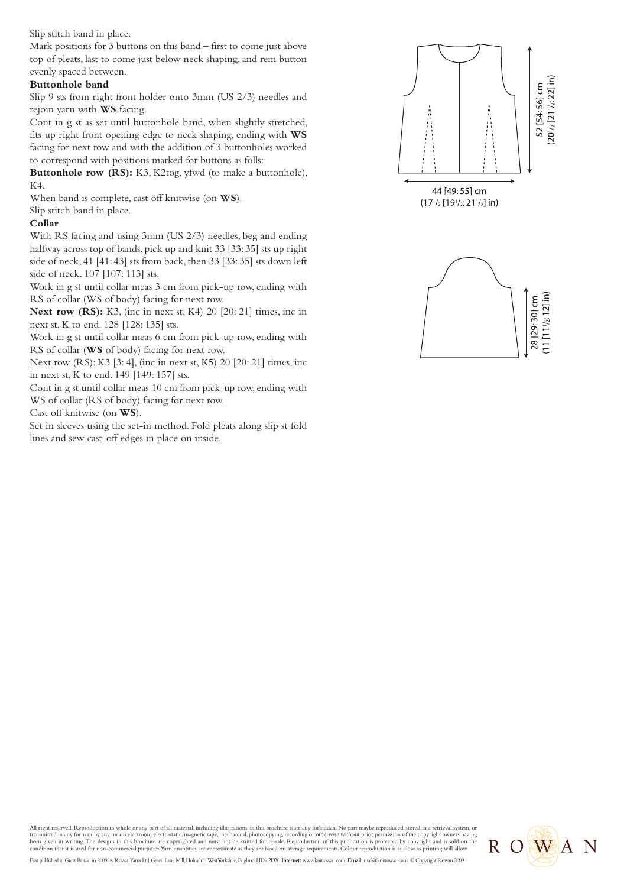Slip stitch band in place.

Mark positions for 3 buttons on this band – first to come just above top of pleats, last to come just below neck shaping, and rem button evenly spaced between.

**Buttonhole band**

Slip 9 sts from right front holder onto 3mm (US 2/3) needles and rejoin yarn with **WS** facing.

Cont in g st as set until buttonhole band, when slightly stretched, fits up right front opening edge to neck shaping, ending with **WS** facing for next row and with the addition of 3 buttonholes worked to correspond with positions marked for buttons as folls:

**Buttonhole row (RS):** K3, K2tog, yfwd (to make a buttonhole), K4.

When band is complete, cast off knitwise (on **WS**).

Slip stitch band in place.

**Collar**

With RS facing and using 3mm (US 2/3) needles, beg and ending halfway across top of bands, pick up and knit 33 [33: 35] sts up right side of neck, 41 [41: 43] sts from back, then 33 [33: 35] sts down left side of neck. 107 [107: 113] sts.

Work in g st until collar meas 3 cm from pick-up row, ending with RS of collar (WS of body) facing for next row.

**Next row (RS):** K3, (inc in next st, K4) 20 [20: 21] times, inc in next st, K to end. 128 [128: 135] sts.

Work in g st until collar meas 6 cm from pick-up row, ending with RS of collar (**WS** of body) facing for next row.

Next row (RS): K3 [3: 4], (inc in next st, K5) 20 [20: 21] times, inc in next st, K to end. 149 [149: 157] sts.

Cont in g st until collar meas 10 cm from pick-up row, ending with WS of collar (RS of body) facing for next row.

Cast off knitwise (on **WS**).

Set in sleeves using the set-in method. Fold pleats along slip st fold lines and sew cast-off edges in place on inside.

52 [54: 56] cm
(20½ [21½: 22] in)

44 [49: 55] cm
(17½ [19½: 21½] in)

28 [29: 30] cm
(11 [11½: 12] in)